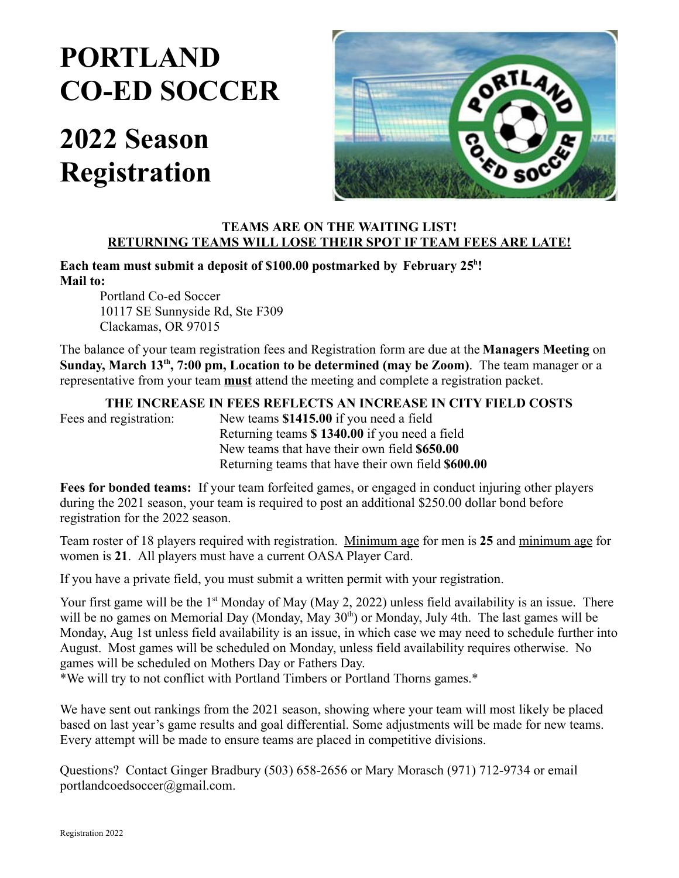# PORTLAND CO-ED SOCCER

# 2022 Season Registration

**TEAMS ARE ON THE WAITING LIST!**
**RETURNING TEAMS WILL LOSE THEIR SPOT IF TEAM FEES ARE LATE!**

**Each team must submit a deposit of $100.00 postmarked by February 25h!**
**Mail to:**

Portland Co-ed Soccer
10117 SE Sunnyside Rd, Ste F309
Clackamas, OR 97015

The balance of your team registration fees and Registration form are due at the **Managers Meeting** on **Sunday, March 13th, 7:00 pm, Location to be determined (may be Zoom)**. The team manager or a representative from your team **must** attend the meeting and complete a registration packet.

**THE INCREASE IN FEES REFLECTS AN INCREASE IN CITY FIELD COSTS**

Fees and registration:
- New teams **$1415.00** if you need a field
- Returning teams **$ 1340.00** if you need a field
- New teams that have their own field **$650.00**
- Returning teams that have their own field **$600.00**

**Fees for bonded teams:** If your team forfeited games, or engaged in conduct injuring other players during the 2021 season, your team is required to post an additional $250.00 dollar bond before registration for the 2022 season.

Team roster of 18 players required with registration. Minimum age for men is **25** and minimum age for women is **21**. All players must have a current OASA Player Card.

If you have a private field, you must submit a written permit with your registration.

Your first game will be the 1st Monday of May (May 2, 2022) unless field availability is an issue. There will be no games on Memorial Day (Monday, May 30th) or Monday, July 4th. The last games will be Monday, Aug 1st unless field availability is an issue, in which case we may need to schedule further into August. Most games will be scheduled on Monday, unless field availability requires otherwise. No games will be scheduled on Mothers Day or Fathers Day.
*We will try to not conflict with Portland Timbers or Portland Thorns games.*

We have sent out rankings from the 2021 season, showing where your team will most likely be placed based on last year's game results and goal differential. Some adjustments will be made for new teams. Every attempt will be made to ensure teams are placed in competitive divisions.

Questions? Contact Ginger Bradbury (503) 658-2656 or Mary Morasch (971) 712-9734 or email portlandcoedsoccer@gmail.com.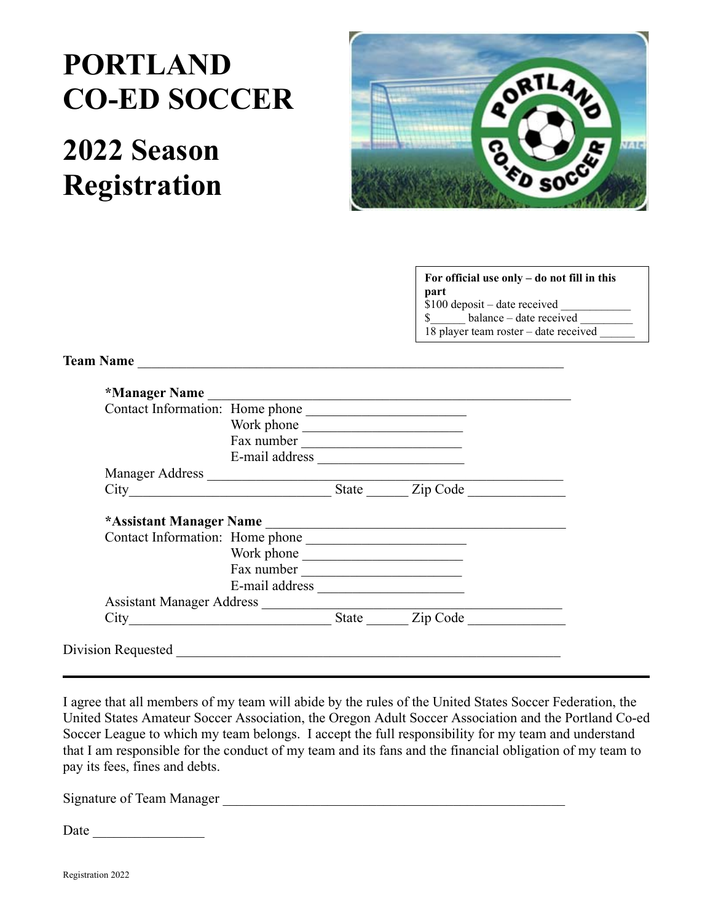# PORTLAND CO-ED SOCCER

# 2022 Season Registration

**For official use only – do not fill in this part**
$100 deposit – date received ____________
$______ balance – date received _________
18 player team roster – date received ______

**Team Name** ____________________________________________________________

**\*Manager Name** ____________________________________________________
Contact Information: Home phone ______________________
Work phone ______________________
Fax number ______________________
E-mail address ____________________
Manager Address _______________________________________________
City____________________________ State ______ Zip Code ______________

**\*Assistant Manager Name** ___________________________________________
Contact Information: Home phone ______________________
Work phone ______________________
Fax number ______________________
E-mail address ____________________
Assistant Manager Address _______________________________________
City____________________________ State ______ Zip Code ______________

Division Requested _______________________________________________________

---

I agree that all members of my team will abide by the rules of the United States Soccer Federation, the United States Amateur Soccer Association, the Oregon Adult Soccer Association and the Portland Co-ed Soccer League to which my team belongs. I accept the full responsibility for my team and understand that I am responsible for the conduct of my team and its fans and the financial obligation of my team to pay its fees, fines and debts.

Signature of Team Manager ___________________________________________________

Date ________________

Registration 2022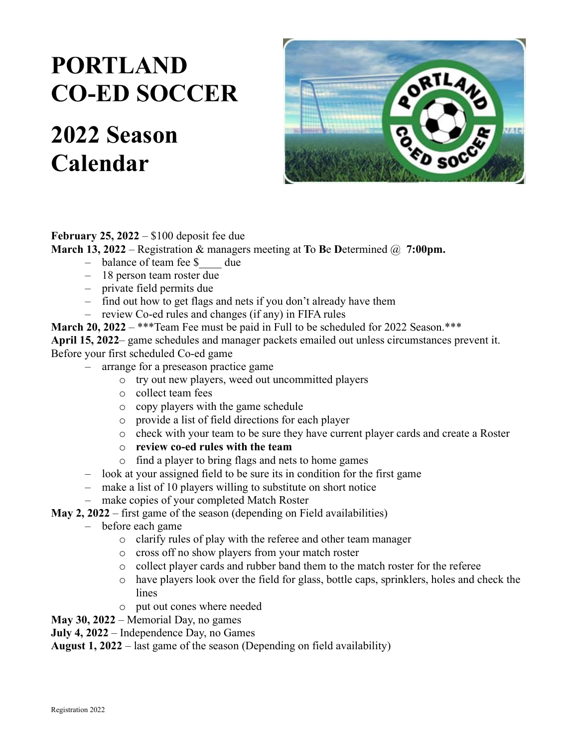# PORTLAND CO-ED SOCCER

# 2022 Season Calendar

**February 25, 2022** – $100 deposit fee due

**March 13, 2022** – Registration & managers meeting at **T**o **B**e **D**etermined @ **7:00pm.**

- balance of team fee $____ due
- 18 person team roster due
- private field permits due
- find out how to get flags and nets if you don't already have them
- review Co-ed rules and changes (if any) in FIFA rules

**March 20, 2022** – ***Team Fee must be paid in Full to be scheduled for 2022 Season.***

**April 15, 2022**– game schedules and manager packets emailed out unless circumstances prevent it.

Before your first scheduled Co-ed game

- arrange for a preseason practice game
  - try out new players, weed out uncommitted players
  - collect team fees
  - copy players with the game schedule
  - provide a list of field directions for each player
  - check with your team to be sure they have current player cards and create a Roster
  - **review co-ed rules with the team**
  - find a player to bring flags and nets to home games
- look at your assigned field to be sure its in condition for the first game
- make a list of 10 players willing to substitute on short notice
- make copies of your completed Match Roster

**May 2, 2022** – first game of the season (depending on Field availabilities)

- before each game
  - clarify rules of play with the referee and other team manager
  - cross off no show players from your match roster
  - collect player cards and rubber band them to the match roster for the referee
  - have players look over the field for glass, bottle caps, sprinklers, holes and check the lines
  - put out cones where needed

**May 30, 2022** – Memorial Day, no games

**July 4, 2022** – Independence Day, no Games

**August 1, 2022** – last game of the season (Depending on field availability)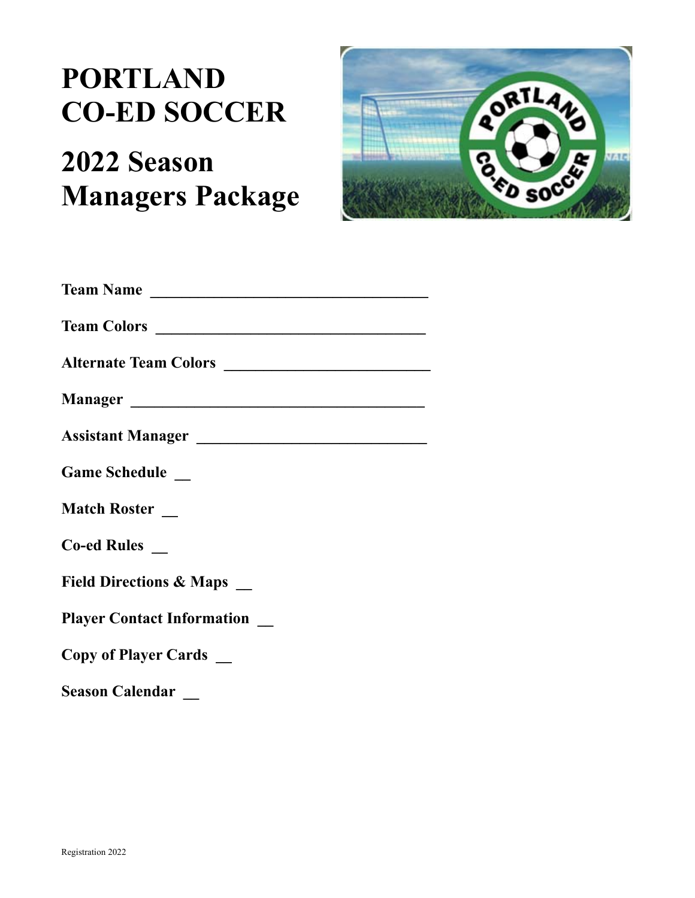# PORTLAND CO-ED SOCCER

# 2022 Season Managers Package

**Team Name** ___________________________________

**Team Colors** _________________________________

**Alternate Team Colors** _________________________

**Manager** _____________________________________

**Assistant Manager** _____________________________

**Game Schedule** __

**Match Roster** __

**Co-ed Rules** __

**Field Directions & Maps** __

**Player Contact Information** __

**Copy of Player Cards** __

**Season Calendar** __

Registration 2022